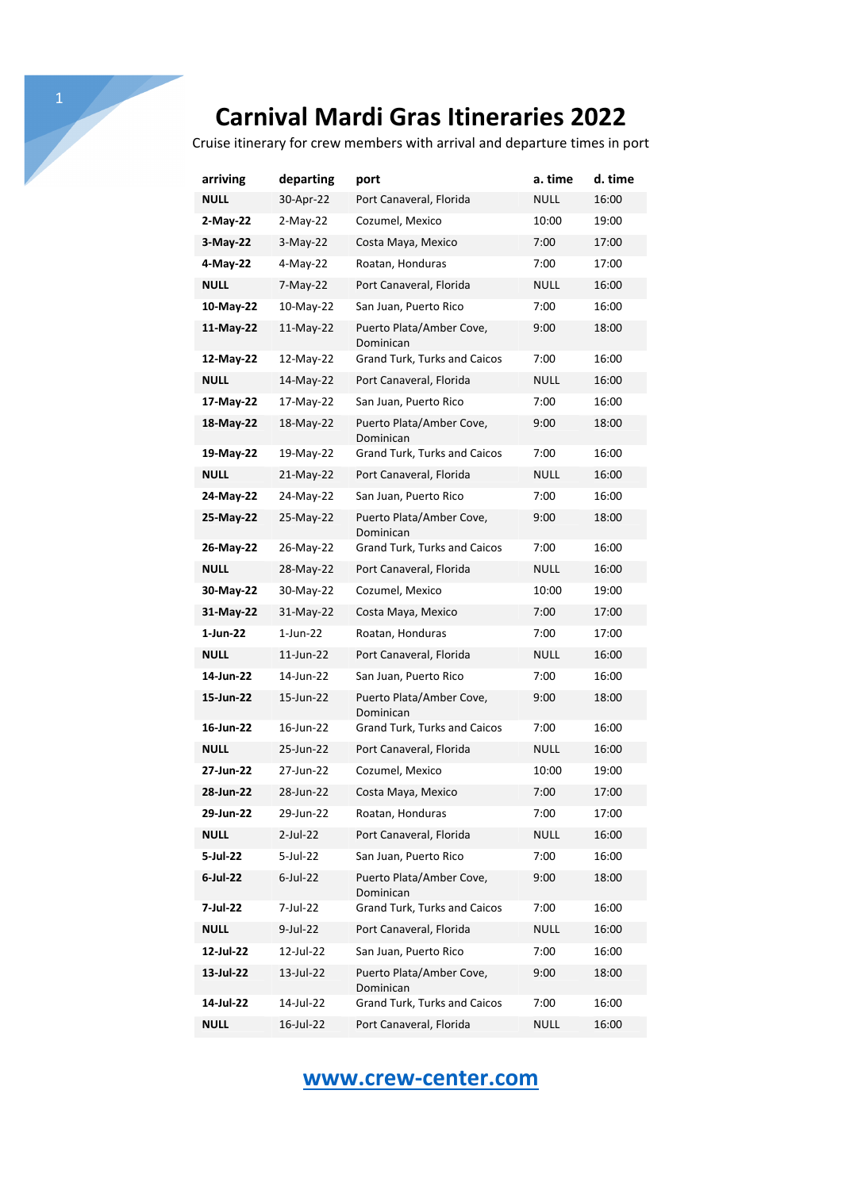# Carnival Mardi Gras Itineraries 2022

Cruise itinerary for crew members with arrival and departure times in port

| arriving | departing | port | a. time | d. time |
|---|---|---|---|---|
| **NULL** | 30-Apr-22 | Port Canaveral, Florida | NULL | 16:00 |
| **2-May-22** | 2-May-22 | Cozumel, Mexico | 10:00 | 19:00 |
| **3-May-22** | 3-May-22 | Costa Maya, Mexico | 7:00 | 17:00 |
| **4-May-22** | 4-May-22 | Roatan, Honduras | 7:00 | 17:00 |
| **NULL** | 7-May-22 | Port Canaveral, Florida | NULL | 16:00 |
| **10-May-22** | 10-May-22 | San Juan, Puerto Rico | 7:00 | 16:00 |
| **11-May-22** | 11-May-22 | Puerto Plata/Amber Cove, Dominican | 9:00 | 18:00 |
| **12-May-22** | 12-May-22 | Grand Turk, Turks and Caicos | 7:00 | 16:00 |
| **NULL** | 14-May-22 | Port Canaveral, Florida | NULL | 16:00 |
| **17-May-22** | 17-May-22 | San Juan, Puerto Rico | 7:00 | 16:00 |
| **18-May-22** | 18-May-22 | Puerto Plata/Amber Cove, Dominican | 9:00 | 18:00 |
| **19-May-22** | 19-May-22 | Grand Turk, Turks and Caicos | 7:00 | 16:00 |
| **NULL** | 21-May-22 | Port Canaveral, Florida | NULL | 16:00 |
| **24-May-22** | 24-May-22 | San Juan, Puerto Rico | 7:00 | 16:00 |
| **25-May-22** | 25-May-22 | Puerto Plata/Amber Cove, Dominican | 9:00 | 18:00 |
| **26-May-22** | 26-May-22 | Grand Turk, Turks and Caicos | 7:00 | 16:00 |
| **NULL** | 28-May-22 | Port Canaveral, Florida | NULL | 16:00 |
| **30-May-22** | 30-May-22 | Cozumel, Mexico | 10:00 | 19:00 |
| **31-May-22** | 31-May-22 | Costa Maya, Mexico | 7:00 | 17:00 |
| **1-Jun-22** | 1-Jun-22 | Roatan, Honduras | 7:00 | 17:00 |
| **NULL** | 11-Jun-22 | Port Canaveral, Florida | NULL | 16:00 |
| **14-Jun-22** | 14-Jun-22 | San Juan, Puerto Rico | 7:00 | 16:00 |
| **15-Jun-22** | 15-Jun-22 | Puerto Plata/Amber Cove, Dominican | 9:00 | 18:00 |
| **16-Jun-22** | 16-Jun-22 | Grand Turk, Turks and Caicos | 7:00 | 16:00 |
| **NULL** | 25-Jun-22 | Port Canaveral, Florida | NULL | 16:00 |
| **27-Jun-22** | 27-Jun-22 | Cozumel, Mexico | 10:00 | 19:00 |
| **28-Jun-22** | 28-Jun-22 | Costa Maya, Mexico | 7:00 | 17:00 |
| **29-Jun-22** | 29-Jun-22 | Roatan, Honduras | 7:00 | 17:00 |
| **NULL** | 2-Jul-22 | Port Canaveral, Florida | NULL | 16:00 |
| **5-Jul-22** | 5-Jul-22 | San Juan, Puerto Rico | 7:00 | 16:00 |
| **6-Jul-22** | 6-Jul-22 | Puerto Plata/Amber Cove, Dominican | 9:00 | 18:00 |
| **7-Jul-22** | 7-Jul-22 | Grand Turk, Turks and Caicos | 7:00 | 16:00 |
| **NULL** | 9-Jul-22 | Port Canaveral, Florida | NULL | 16:00 |
| **12-Jul-22** | 12-Jul-22 | San Juan, Puerto Rico | 7:00 | 16:00 |
| **13-Jul-22** | 13-Jul-22 | Puerto Plata/Amber Cove, Dominican | 9:00 | 18:00 |
| **14-Jul-22** | 14-Jul-22 | Grand Turk, Turks and Caicos | 7:00 | 16:00 |
| **NULL** | 16-Jul-22 | Port Canaveral, Florida | NULL | 16:00 |

[www.crew-center.com](www.crew-center.com)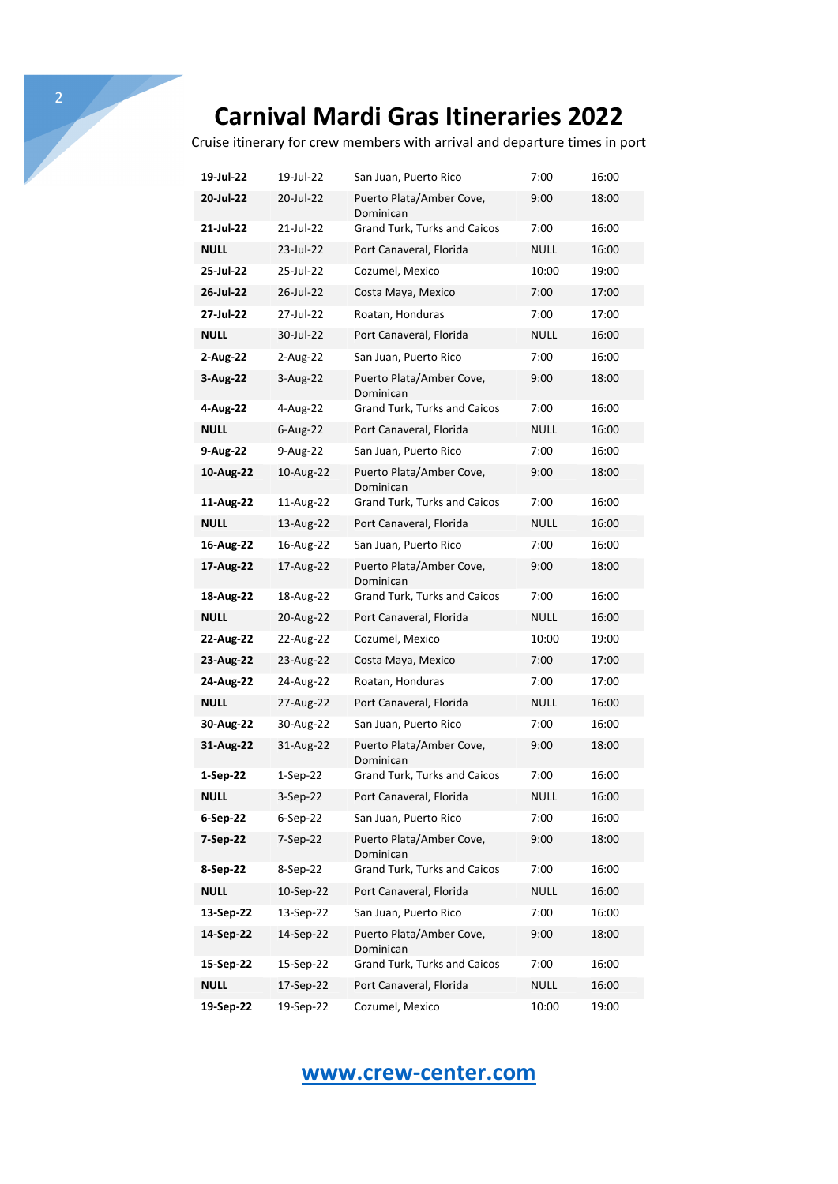# Carnival Mardi Gras Itineraries 2022

Cruise itinerary for crew members with arrival and departure times in port

| | | | | |
|---|---|---|---|---|
| **19-Jul-22** | 19-Jul-22 | San Juan, Puerto Rico | 7:00 | 16:00 |
| **20-Jul-22** | 20-Jul-22 | Puerto Plata/Amber Cove, Dominican | 9:00 | 18:00 |
| **21-Jul-22** | 21-Jul-22 | Grand Turk, Turks and Caicos | 7:00 | 16:00 |
| **NULL** | 23-Jul-22 | Port Canaveral, Florida | NULL | 16:00 |
| **25-Jul-22** | 25-Jul-22 | Cozumel, Mexico | 10:00 | 19:00 |
| **26-Jul-22** | 26-Jul-22 | Costa Maya, Mexico | 7:00 | 17:00 |
| **27-Jul-22** | 27-Jul-22 | Roatan, Honduras | 7:00 | 17:00 |
| **NULL** | 30-Jul-22 | Port Canaveral, Florida | NULL | 16:00 |
| **2-Aug-22** | 2-Aug-22 | San Juan, Puerto Rico | 7:00 | 16:00 |
| **3-Aug-22** | 3-Aug-22 | Puerto Plata/Amber Cove, Dominican | 9:00 | 18:00 |
| **4-Aug-22** | 4-Aug-22 | Grand Turk, Turks and Caicos | 7:00 | 16:00 |
| **NULL** | 6-Aug-22 | Port Canaveral, Florida | NULL | 16:00 |
| **9-Aug-22** | 9-Aug-22 | San Juan, Puerto Rico | 7:00 | 16:00 |
| **10-Aug-22** | 10-Aug-22 | Puerto Plata/Amber Cove, Dominican | 9:00 | 18:00 |
| **11-Aug-22** | 11-Aug-22 | Grand Turk, Turks and Caicos | 7:00 | 16:00 |
| **NULL** | 13-Aug-22 | Port Canaveral, Florida | NULL | 16:00 |
| **16-Aug-22** | 16-Aug-22 | San Juan, Puerto Rico | 7:00 | 16:00 |
| **17-Aug-22** | 17-Aug-22 | Puerto Plata/Amber Cove, Dominican | 9:00 | 18:00 |
| **18-Aug-22** | 18-Aug-22 | Grand Turk, Turks and Caicos | 7:00 | 16:00 |
| **NULL** | 20-Aug-22 | Port Canaveral, Florida | NULL | 16:00 |
| **22-Aug-22** | 22-Aug-22 | Cozumel, Mexico | 10:00 | 19:00 |
| **23-Aug-22** | 23-Aug-22 | Costa Maya, Mexico | 7:00 | 17:00 |
| **24-Aug-22** | 24-Aug-22 | Roatan, Honduras | 7:00 | 17:00 |
| **NULL** | 27-Aug-22 | Port Canaveral, Florida | NULL | 16:00 |
| **30-Aug-22** | 30-Aug-22 | San Juan, Puerto Rico | 7:00 | 16:00 |
| **31-Aug-22** | 31-Aug-22 | Puerto Plata/Amber Cove, Dominican | 9:00 | 18:00 |
| **1-Sep-22** | 1-Sep-22 | Grand Turk, Turks and Caicos | 7:00 | 16:00 |
| **NULL** | 3-Sep-22 | Port Canaveral, Florida | NULL | 16:00 |
| **6-Sep-22** | 6-Sep-22 | San Juan, Puerto Rico | 7:00 | 16:00 |
| **7-Sep-22** | 7-Sep-22 | Puerto Plata/Amber Cove, Dominican | 9:00 | 18:00 |
| **8-Sep-22** | 8-Sep-22 | Grand Turk, Turks and Caicos | 7:00 | 16:00 |
| **NULL** | 10-Sep-22 | Port Canaveral, Florida | NULL | 16:00 |
| **13-Sep-22** | 13-Sep-22 | San Juan, Puerto Rico | 7:00 | 16:00 |
| **14-Sep-22** | 14-Sep-22 | Puerto Plata/Amber Cove, Dominican | 9:00 | 18:00 |
| **15-Sep-22** | 15-Sep-22 | Grand Turk, Turks and Caicos | 7:00 | 16:00 |
| **NULL** | 17-Sep-22 | Port Canaveral, Florida | NULL | 16:00 |
| **19-Sep-22** | 19-Sep-22 | Cozumel, Mexico | 10:00 | 19:00 |

www.crew-center.com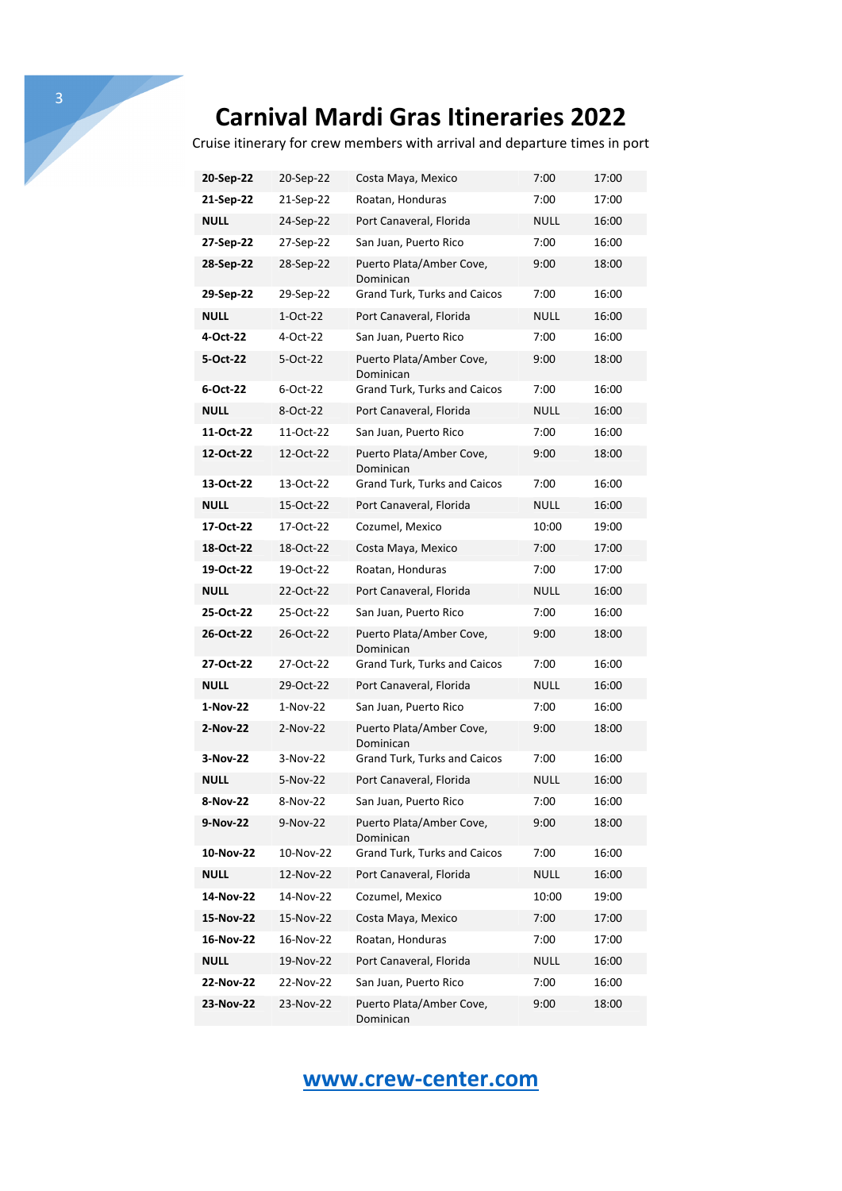# Carnival Mardi Gras Itineraries 2022

Cruise itinerary for crew members with arrival and departure times in port

| | | | | |
|---|---|---|---|---|
| **20-Sep-22** | 20-Sep-22 | Costa Maya, Mexico | 7:00 | 17:00 |
| **21-Sep-22** | 21-Sep-22 | Roatan, Honduras | 7:00 | 17:00 |
| **NULL** | 24-Sep-22 | Port Canaveral, Florida | NULL | 16:00 |
| **27-Sep-22** | 27-Sep-22 | San Juan, Puerto Rico | 7:00 | 16:00 |
| **28-Sep-22** | 28-Sep-22 | Puerto Plata/Amber Cove, Dominican | 9:00 | 18:00 |
| **29-Sep-22** | 29-Sep-22 | Grand Turk, Turks and Caicos | 7:00 | 16:00 |
| **NULL** | 1-Oct-22 | Port Canaveral, Florida | NULL | 16:00 |
| **4-Oct-22** | 4-Oct-22 | San Juan, Puerto Rico | 7:00 | 16:00 |
| **5-Oct-22** | 5-Oct-22 | Puerto Plata/Amber Cove, Dominican | 9:00 | 18:00 |
| **6-Oct-22** | 6-Oct-22 | Grand Turk, Turks and Caicos | 7:00 | 16:00 |
| **NULL** | 8-Oct-22 | Port Canaveral, Florida | NULL | 16:00 |
| **11-Oct-22** | 11-Oct-22 | San Juan, Puerto Rico | 7:00 | 16:00 |
| **12-Oct-22** | 12-Oct-22 | Puerto Plata/Amber Cove, Dominican | 9:00 | 18:00 |
| **13-Oct-22** | 13-Oct-22 | Grand Turk, Turks and Caicos | 7:00 | 16:00 |
| **NULL** | 15-Oct-22 | Port Canaveral, Florida | NULL | 16:00 |
| **17-Oct-22** | 17-Oct-22 | Cozumel, Mexico | 10:00 | 19:00 |
| **18-Oct-22** | 18-Oct-22 | Costa Maya, Mexico | 7:00 | 17:00 |
| **19-Oct-22** | 19-Oct-22 | Roatan, Honduras | 7:00 | 17:00 |
| **NULL** | 22-Oct-22 | Port Canaveral, Florida | NULL | 16:00 |
| **25-Oct-22** | 25-Oct-22 | San Juan, Puerto Rico | 7:00 | 16:00 |
| **26-Oct-22** | 26-Oct-22 | Puerto Plata/Amber Cove, Dominican | 9:00 | 18:00 |
| **27-Oct-22** | 27-Oct-22 | Grand Turk, Turks and Caicos | 7:00 | 16:00 |
| **NULL** | 29-Oct-22 | Port Canaveral, Florida | NULL | 16:00 |
| **1-Nov-22** | 1-Nov-22 | San Juan, Puerto Rico | 7:00 | 16:00 |
| **2-Nov-22** | 2-Nov-22 | Puerto Plata/Amber Cove, Dominican | 9:00 | 18:00 |
| **3-Nov-22** | 3-Nov-22 | Grand Turk, Turks and Caicos | 7:00 | 16:00 |
| **NULL** | 5-Nov-22 | Port Canaveral, Florida | NULL | 16:00 |
| **8-Nov-22** | 8-Nov-22 | San Juan, Puerto Rico | 7:00 | 16:00 |
| **9-Nov-22** | 9-Nov-22 | Puerto Plata/Amber Cove, Dominican | 9:00 | 18:00 |
| **10-Nov-22** | 10-Nov-22 | Grand Turk, Turks and Caicos | 7:00 | 16:00 |
| **NULL** | 12-Nov-22 | Port Canaveral, Florida | NULL | 16:00 |
| **14-Nov-22** | 14-Nov-22 | Cozumel, Mexico | 10:00 | 19:00 |
| **15-Nov-22** | 15-Nov-22 | Costa Maya, Mexico | 7:00 | 17:00 |
| **16-Nov-22** | 16-Nov-22 | Roatan, Honduras | 7:00 | 17:00 |
| **NULL** | 19-Nov-22 | Port Canaveral, Florida | NULL | 16:00 |
| **22-Nov-22** | 22-Nov-22 | San Juan, Puerto Rico | 7:00 | 16:00 |
| **23-Nov-22** | 23-Nov-22 | Puerto Plata/Amber Cove, Dominican | 9:00 | 18:00 |

[www.crew-center.com](http://www.crew-center.com)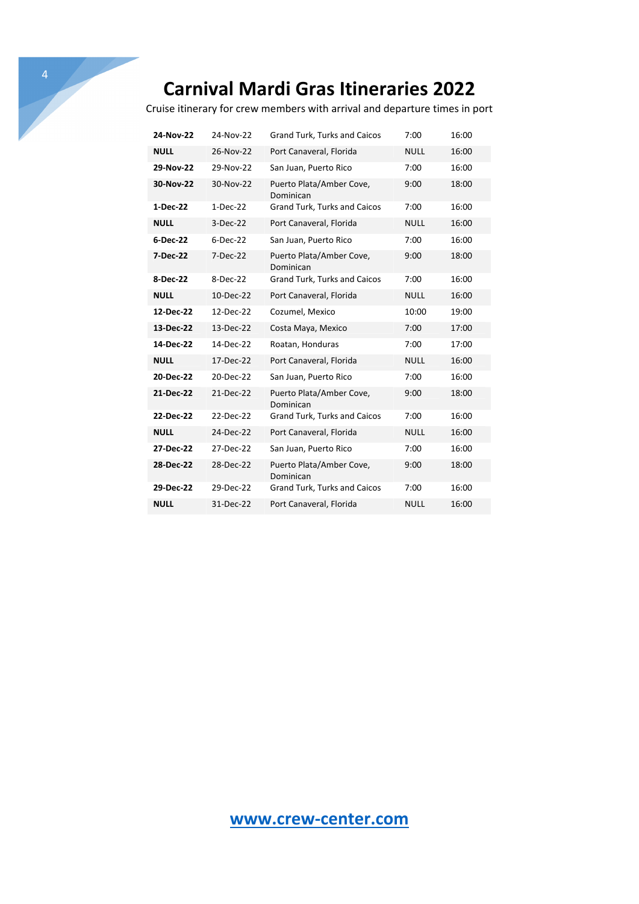# Carnival Mardi Gras Itineraries 2022

Cruise itinerary for crew members with arrival and departure times in port

| | | | | |
|---|---|---|---|---|
| **24-Nov-22** | 24-Nov-22 | Grand Turk, Turks and Caicos | 7:00 | 16:00 |
| **NULL** | 26-Nov-22 | Port Canaveral, Florida | NULL | 16:00 |
| **29-Nov-22** | 29-Nov-22 | San Juan, Puerto Rico | 7:00 | 16:00 |
| **30-Nov-22** | 30-Nov-22 | Puerto Plata/Amber Cove, Dominican | 9:00 | 18:00 |
| **1-Dec-22** | 1-Dec-22 | Grand Turk, Turks and Caicos | 7:00 | 16:00 |
| **NULL** | 3-Dec-22 | Port Canaveral, Florida | NULL | 16:00 |
| **6-Dec-22** | 6-Dec-22 | San Juan, Puerto Rico | 7:00 | 16:00 |
| **7-Dec-22** | 7-Dec-22 | Puerto Plata/Amber Cove, Dominican | 9:00 | 18:00 |
| **8-Dec-22** | 8-Dec-22 | Grand Turk, Turks and Caicos | 7:00 | 16:00 |
| **NULL** | 10-Dec-22 | Port Canaveral, Florida | NULL | 16:00 |
| **12-Dec-22** | 12-Dec-22 | Cozumel, Mexico | 10:00 | 19:00 |
| **13-Dec-22** | 13-Dec-22 | Costa Maya, Mexico | 7:00 | 17:00 |
| **14-Dec-22** | 14-Dec-22 | Roatan, Honduras | 7:00 | 17:00 |
| **NULL** | 17-Dec-22 | Port Canaveral, Florida | NULL | 16:00 |
| **20-Dec-22** | 20-Dec-22 | San Juan, Puerto Rico | 7:00 | 16:00 |
| **21-Dec-22** | 21-Dec-22 | Puerto Plata/Amber Cove, Dominican | 9:00 | 18:00 |
| **22-Dec-22** | 22-Dec-22 | Grand Turk, Turks and Caicos | 7:00 | 16:00 |
| **NULL** | 24-Dec-22 | Port Canaveral, Florida | NULL | 16:00 |
| **27-Dec-22** | 27-Dec-22 | San Juan, Puerto Rico | 7:00 | 16:00 |
| **28-Dec-22** | 28-Dec-22 | Puerto Plata/Amber Cove, Dominican | 9:00 | 18:00 |
| **29-Dec-22** | 29-Dec-22 | Grand Turk, Turks and Caicos | 7:00 | 16:00 |
| **NULL** | 31-Dec-22 | Port Canaveral, Florida | NULL | 16:00 |

[www.crew-center.com](http://www.crew-center.com)